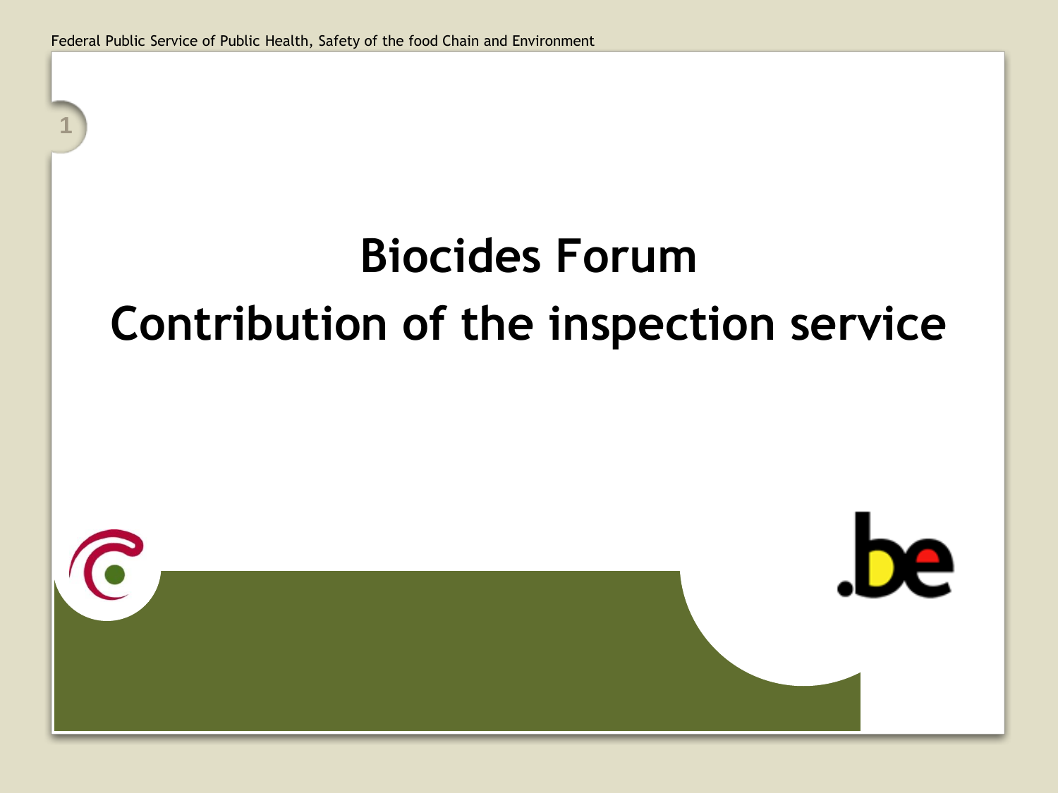# Biocides Forum

# Contribution of the inspection service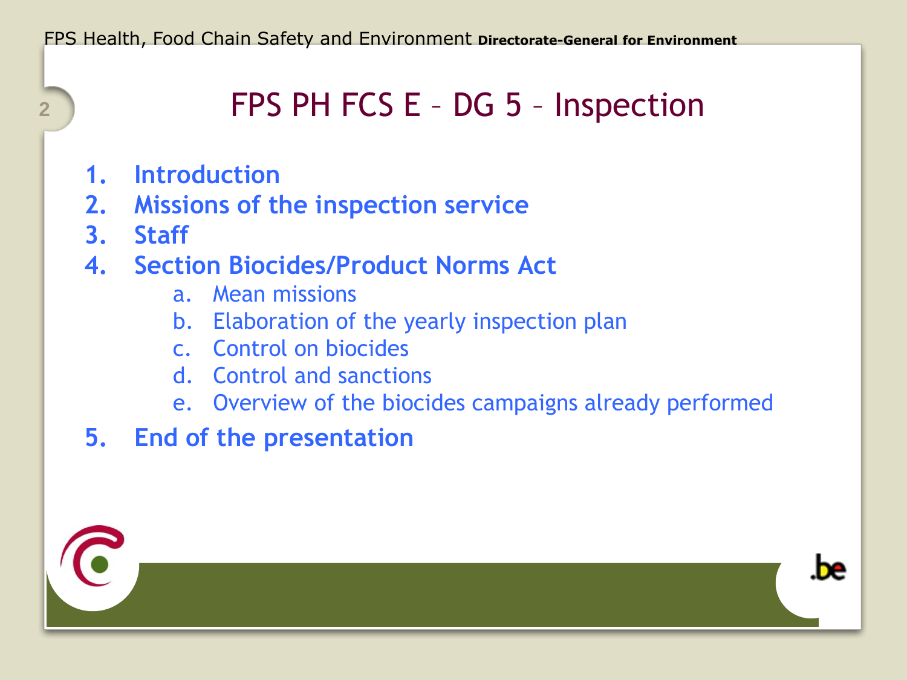# FPS PH FCS E – DG 5 – Inspection

1. **Introduction**
2. **Missions of the inspection service**
3. **Staff**
4. **Section Biocides/Product Norms Act**
   a. Mean missions
   b. Elaboration of the yearly inspection plan
   c. Control on biocides
   d. Control and sanctions
   e. Overview of the biocides campaigns already performed
5. **End of the presentation**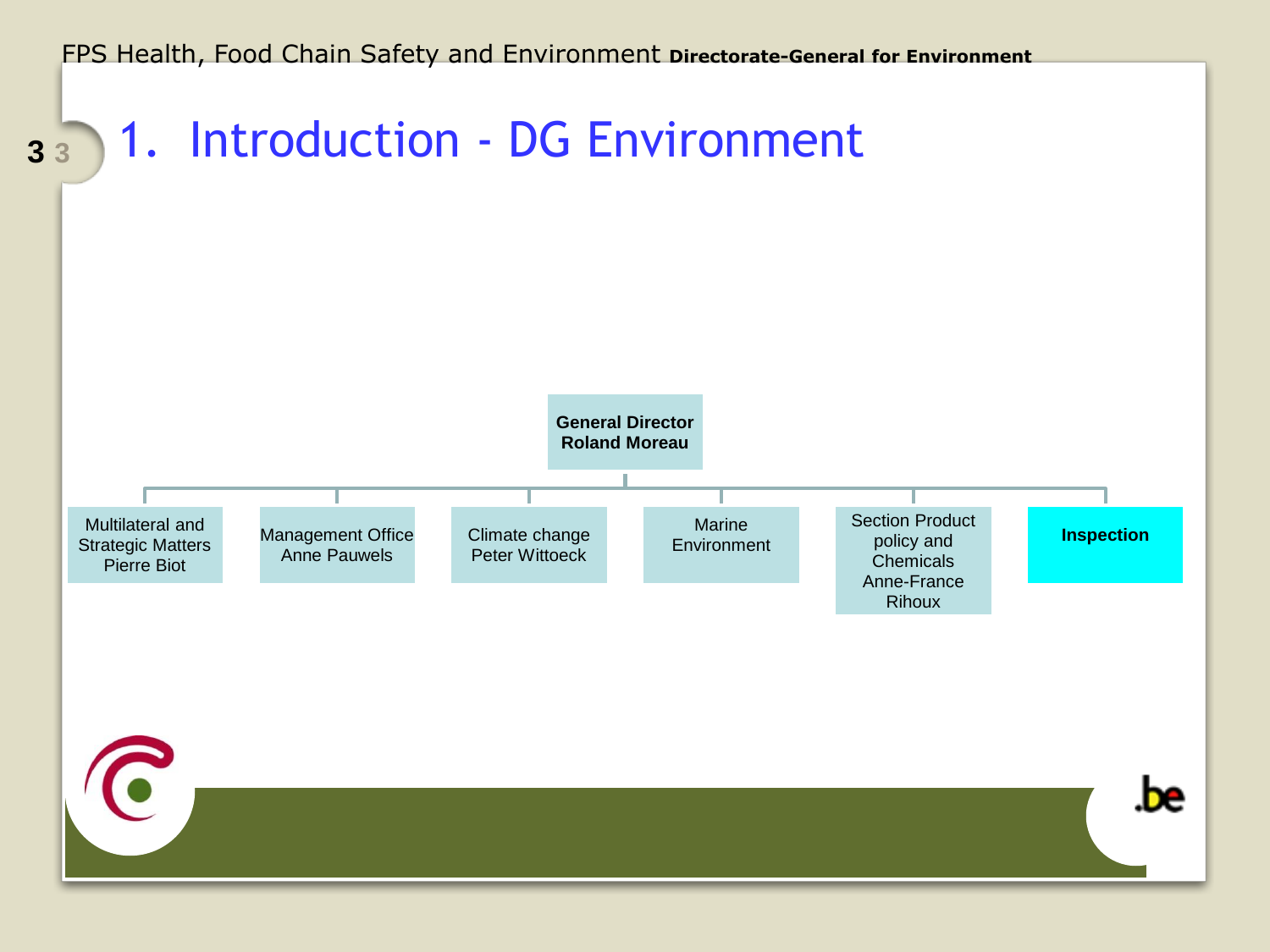# 1. Introduction - DG Environment

**General Director**
**Roland Moreau**

- Multilateral and Strategic Matters
  Pierre Biot
- Management Office
  Anne Pauwels
- Climate change
  Peter Wittoeck
- Marine Environment
- Section Product policy and Chemicals
  Anne-France Rihoux
- **Inspection**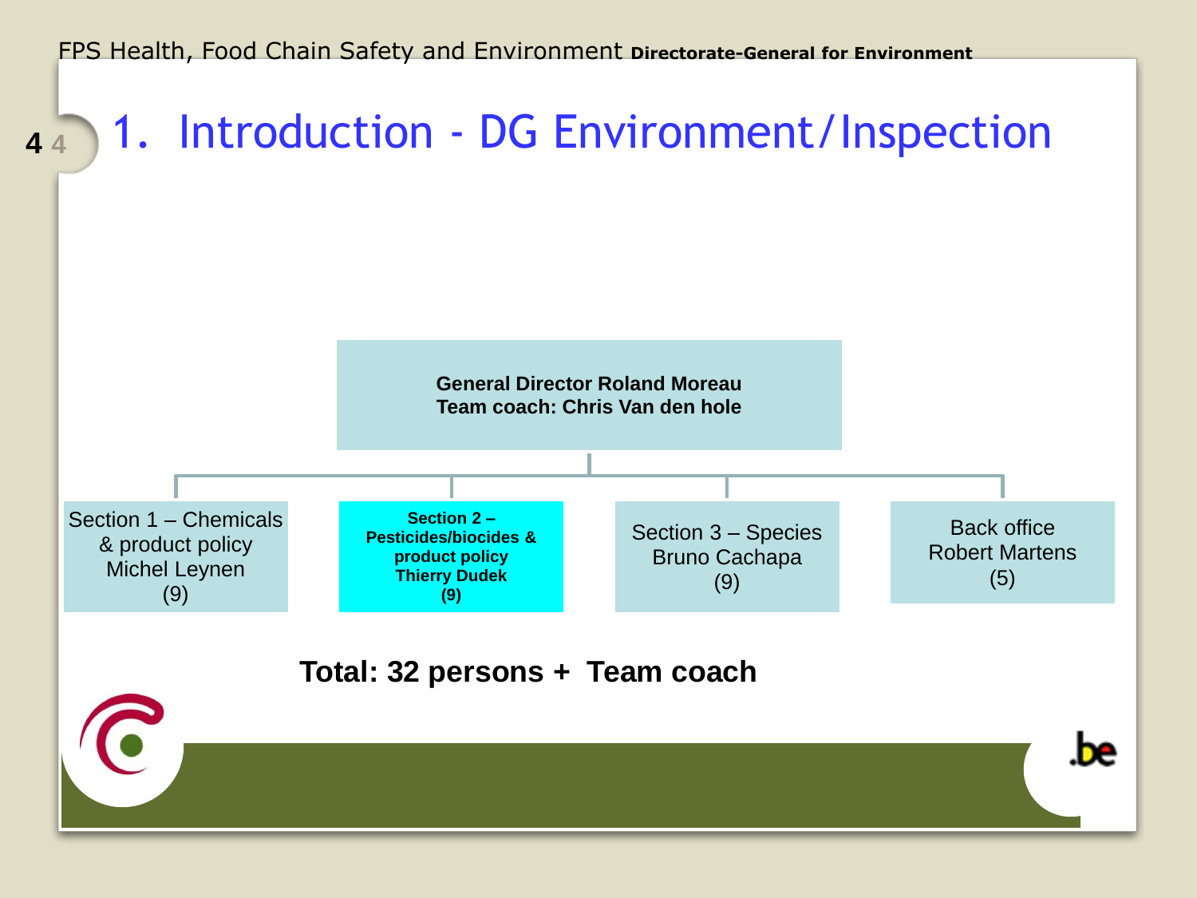# 1. Introduction - DG Environment/Inspection

**General Director Roland Moreau**
**Team coach: Chris Van den hole**

- Section 1 – Chemicals & product policy
  Michel Leynen
  (9)
- **Section 2 – Pesticides/biocides & product policy**
  **Thierry Dudek**
  **(9)**
- Section 3 – Species
  Bruno Cachapa
  (9)
- Back office
  Robert Martens
  (5)

**Total: 32 persons + Team coach**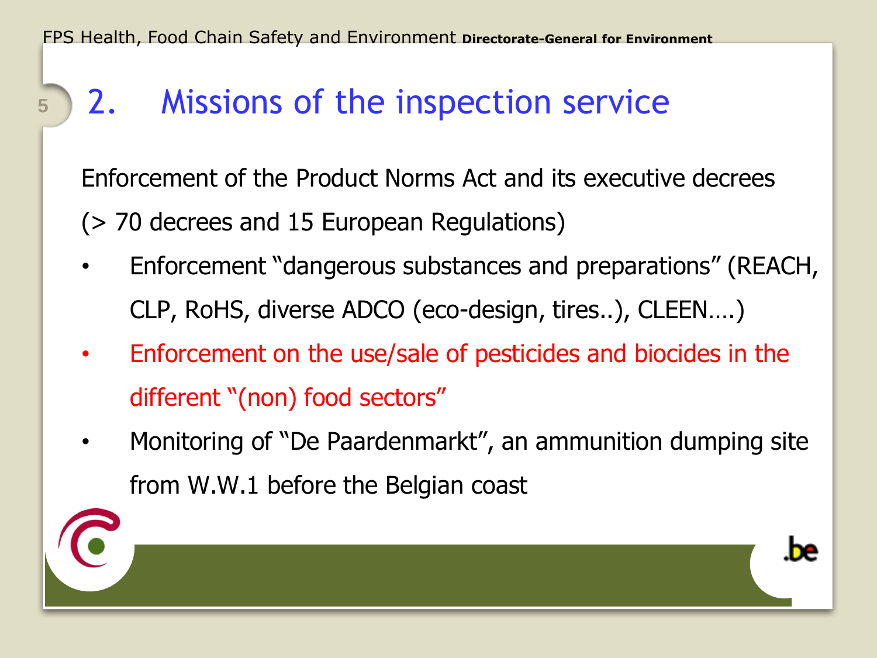## 2. Missions of the inspection service

Enforcement of the Product Norms Act and its executive decrees (> 70 decrees and 15 European Regulations)

- Enforcement "dangerous substances and preparations" (REACH, CLP, RoHS, diverse ADCO (eco-design, tires..), CLEEN….)
- Enforcement on the use/sale of pesticides and biocides in the different "(non) food sectors"
- Monitoring of "De Paardenmarkt", an ammunition dumping site from W.W.1 before the Belgian coast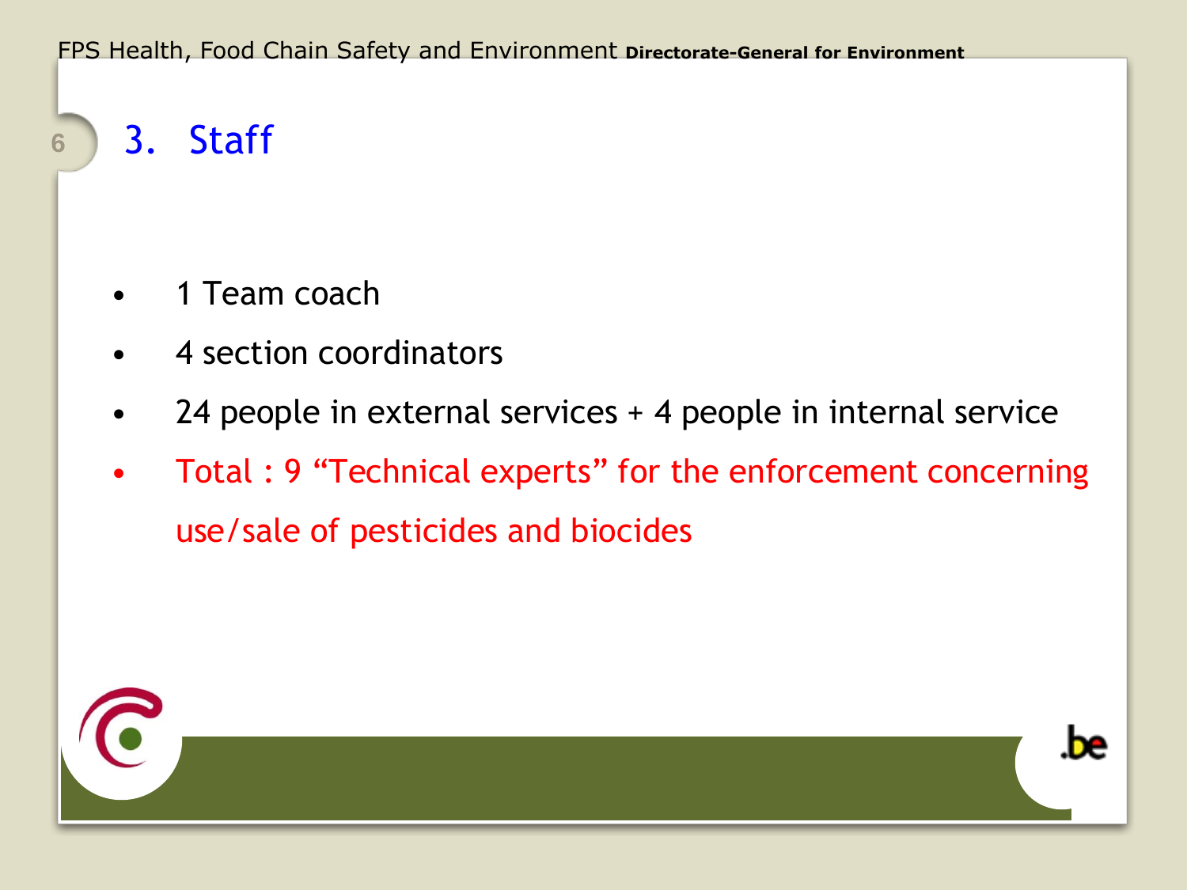# 3. Staff

- 1 Team coach
- 4 section coordinators
- 24 people in external services + 4 people in internal service
- Total : 9 “Technical experts” for the enforcement concerning use/sale of pesticides and biocides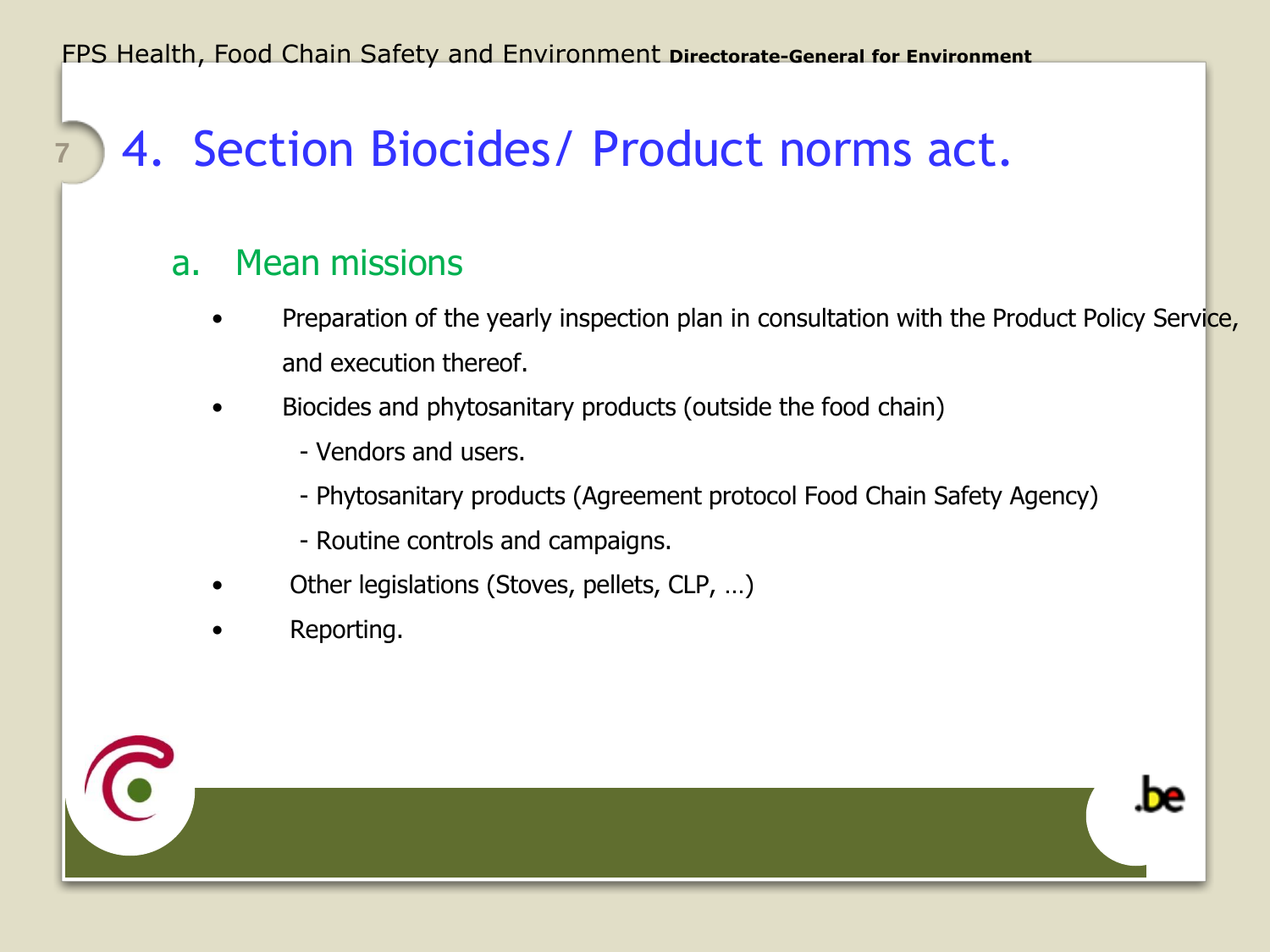# 4. Section Biocides/ Product norms act.

## a. Mean missions

- Preparation of the yearly inspection plan in consultation with the Product Policy Service, and execution thereof.
- Biocides and phytosanitary products (outside the food chain)
  - Vendors and users.
  - Phytosanitary products (Agreement protocol Food Chain Safety Agency)
  - Routine controls and campaigns.
- Other legislations (Stoves, pellets, CLP, …)
- Reporting.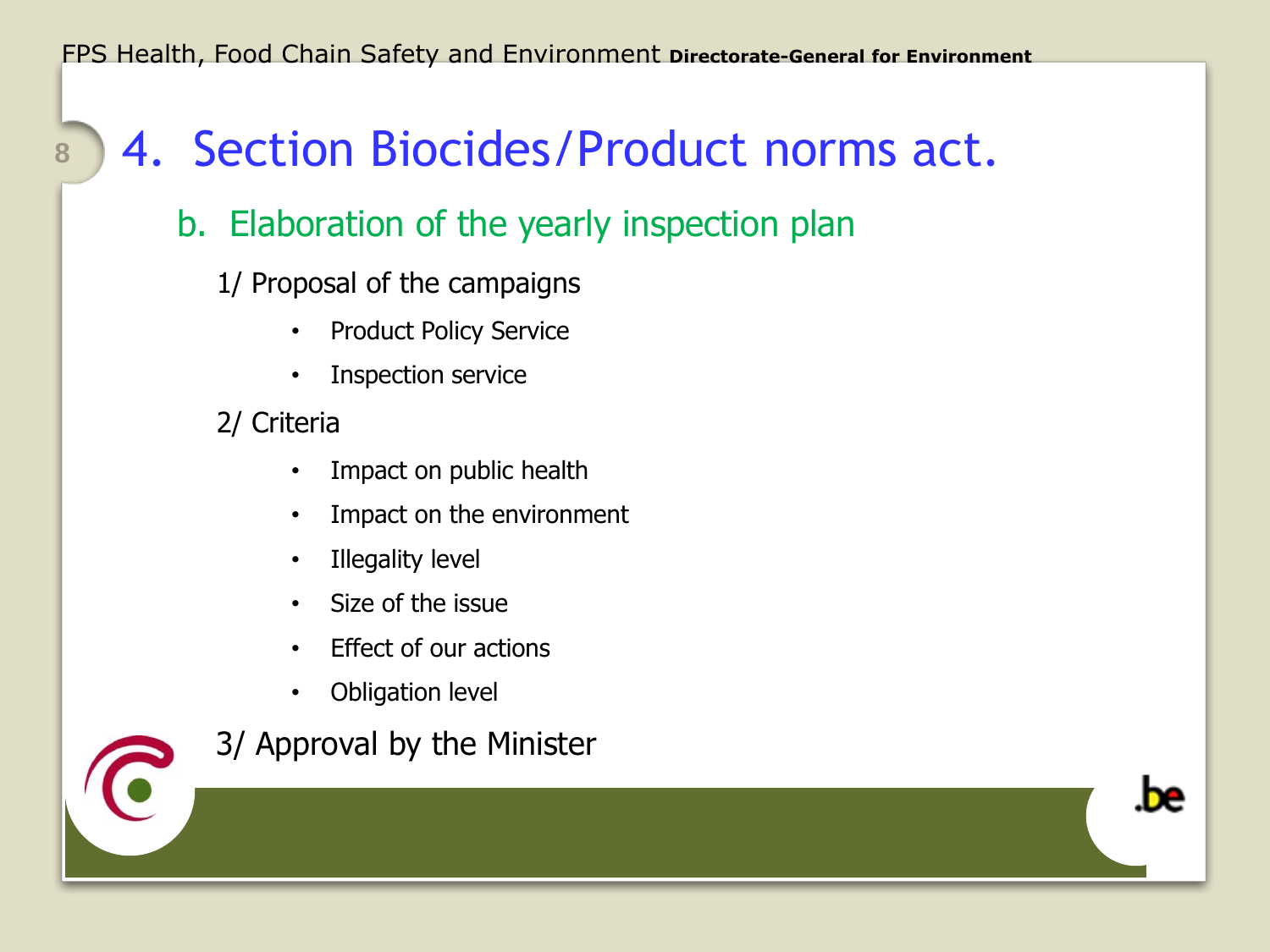# 4. Section Biocides/Product norms act.

## b. Elaboration of the yearly inspection plan

1/ Proposal of the campaigns

- Product Policy Service
- Inspection service

2/ Criteria

- Impact on public health
- Impact on the environment
- Illegality level
- Size of the issue
- Effect of our actions
- Obligation level

3/ Approval by the Minister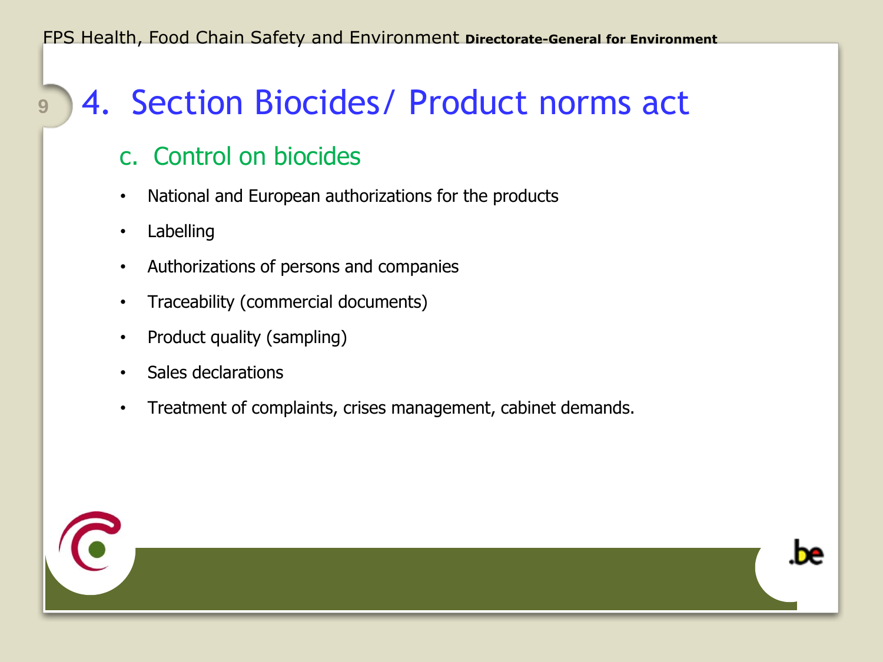# 4. Section Biocides/ Product norms act

## c. Control on biocides

- National and European authorizations for the products
- Labelling
- Authorizations of persons and companies
- Traceability (commercial documents)
- Product quality (sampling)
- Sales declarations
- Treatment of complaints, crises management, cabinet demands.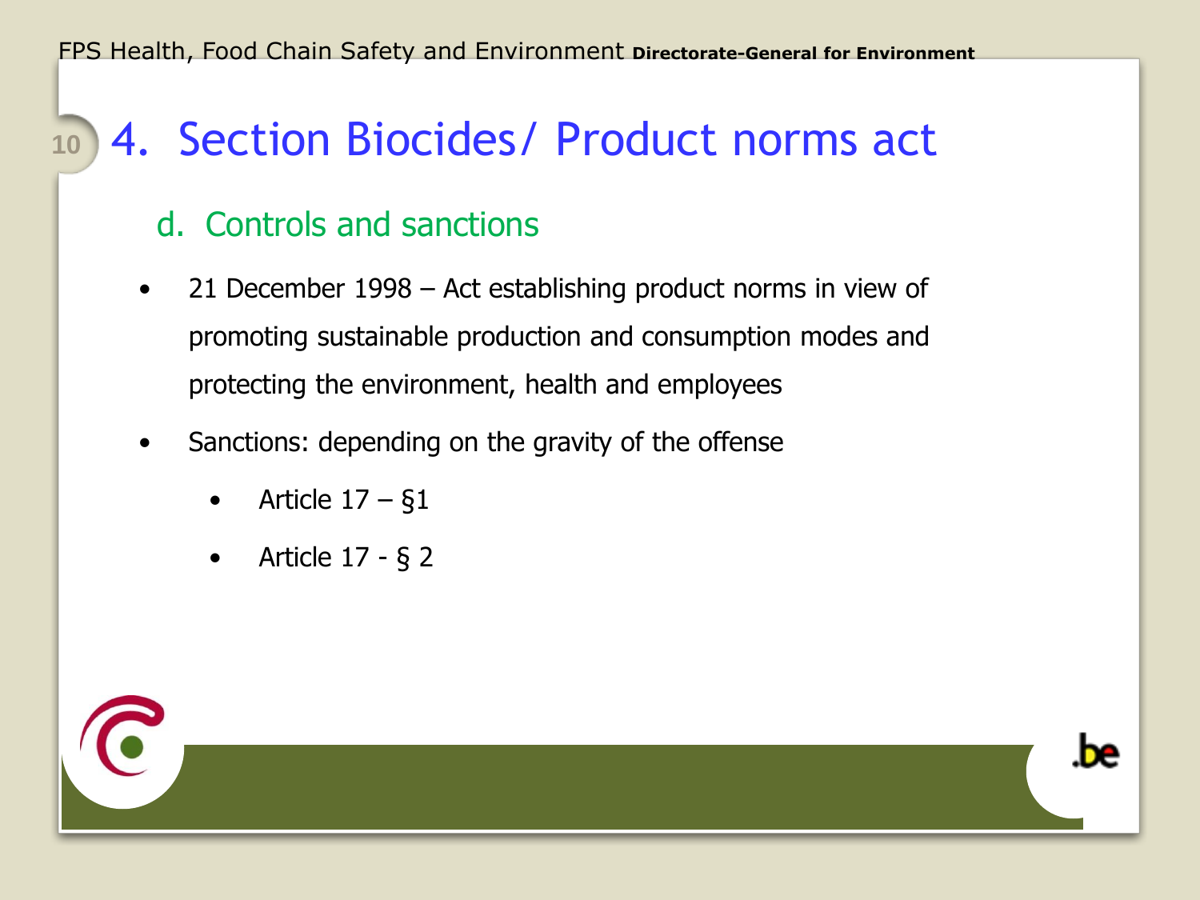# 4. Section Biocides/ Product norms act

## d. Controls and sanctions

- 21 December 1998 – Act establishing product norms in view of promoting sustainable production and consumption modes and protecting the environment, health and employees
- Sanctions: depending on the gravity of the offense
  - Article 17 – §1
  - Article 17 - § 2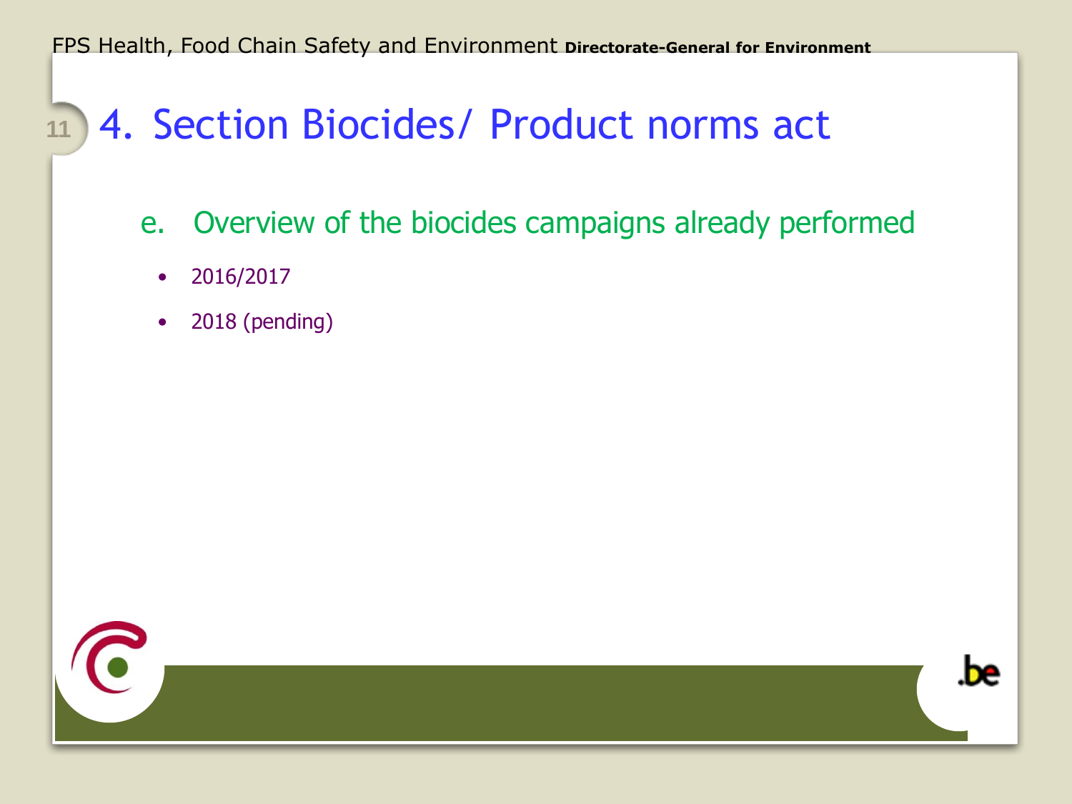# 4. Section Biocides/ Product norms act

## e. Overview of the biocides campaigns already performed

- 2016/2017
- 2018 (pending)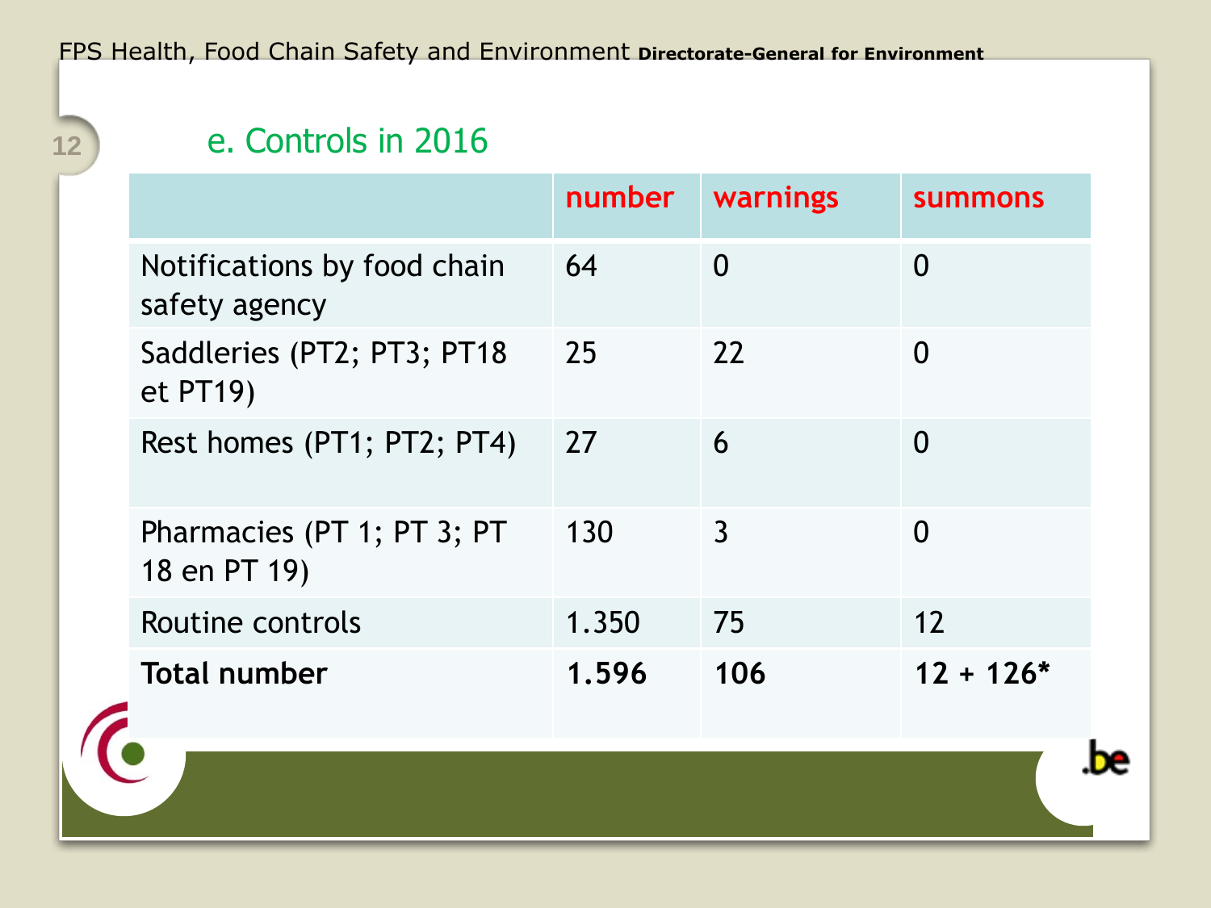## e. Controls in 2016

| | number | warnings | summons |
|---|---|---|---|
| Notifications by food chain safety agency | 64 | 0 | 0 |
| Saddleries (PT2; PT3; PT18 et PT19) | 25 | 22 | 0 |
| Rest homes (PT1; PT2; PT4) | 27 | 6 | 0 |
| Pharmacies (PT 1; PT 3; PT 18 en PT 19) | 130 | 3 | 0 |
| Routine controls | 1.350 | 75 | 12 |
| **Total number** | **1.596** | **106** | **12 + 126*** |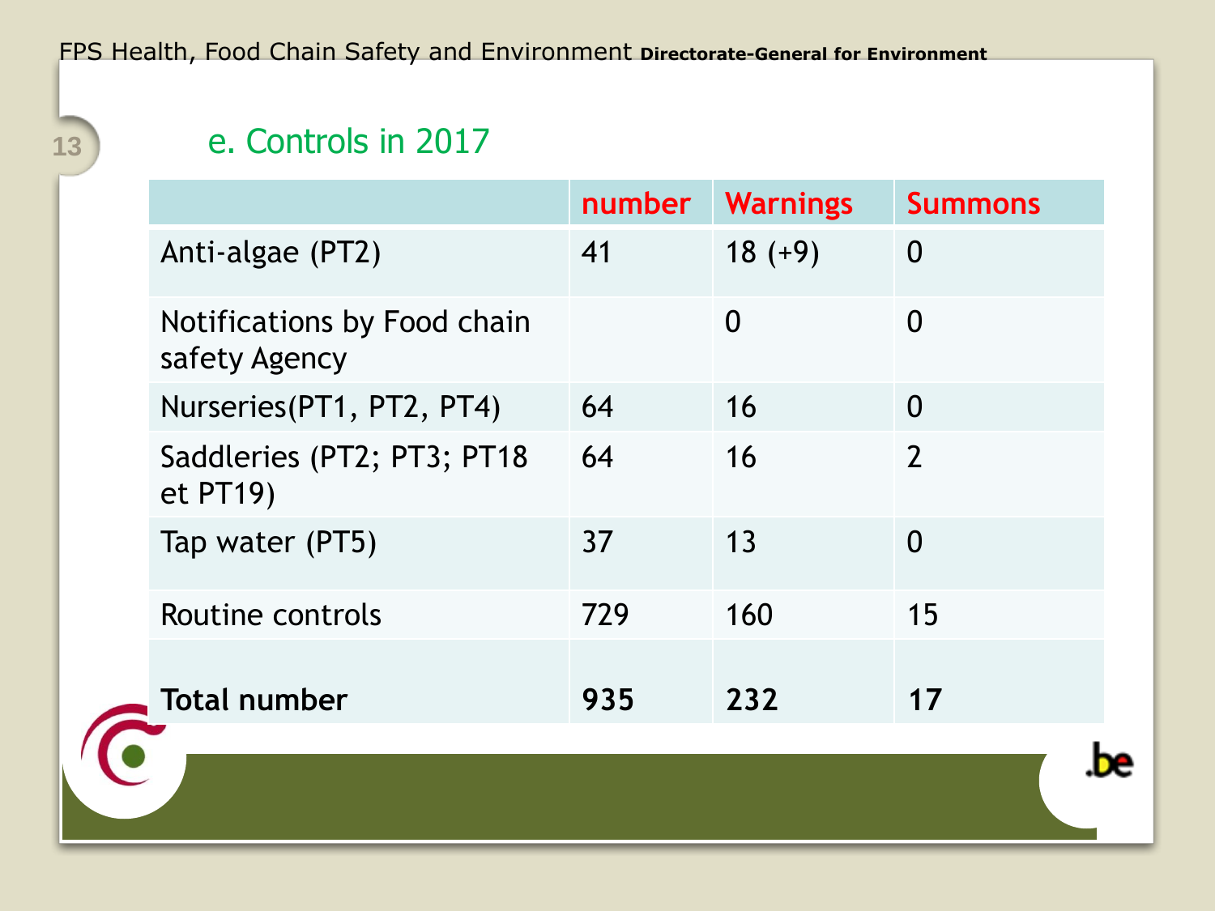## e. Controls in 2017

| | number | Warnings | Summons |
|---|---|---|---|
| Anti-algae (PT2) | 41 | 18 (+9) | 0 |
| Notifications by Food chain safety Agency | | 0 | 0 |
| Nurseries(PT1, PT2, PT4) | 64 | 16 | 0 |
| Saddleries (PT2; PT3; PT18 et PT19) | 64 | 16 | 2 |
| Tap water (PT5) | 37 | 13 | 0 |
| Routine controls | 729 | 160 | 15 |
| **Total number** | **935** | **232** | **17** |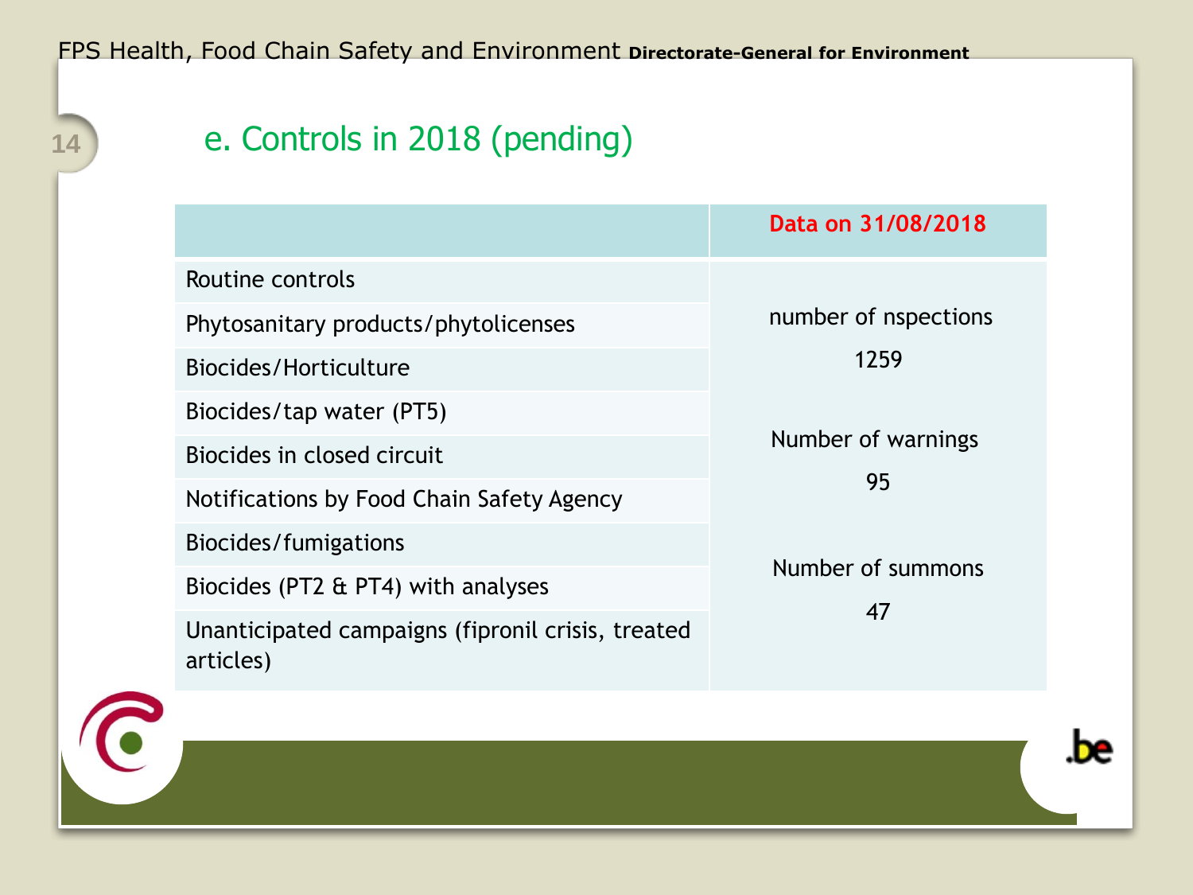## e. Controls in 2018 (pending)

| | Data on 31/08/2018 |
|---|---|
| Routine controls | number of nspections<br>1259<br><br>Number of warnings<br>95<br><br>Number of summons<br>47 |
| Phytosanitary products/phytolicenses | |
| Biocides/Horticulture | |
| Biocides/tap water (PT5) | |
| Biocides in closed circuit | |
| Notifications by Food Chain Safety Agency | |
| Biocides/fumigations | |
| Biocides (PT2 & PT4) with analyses | |
| Unanticipated campaigns (fipronil crisis, treated articles) | |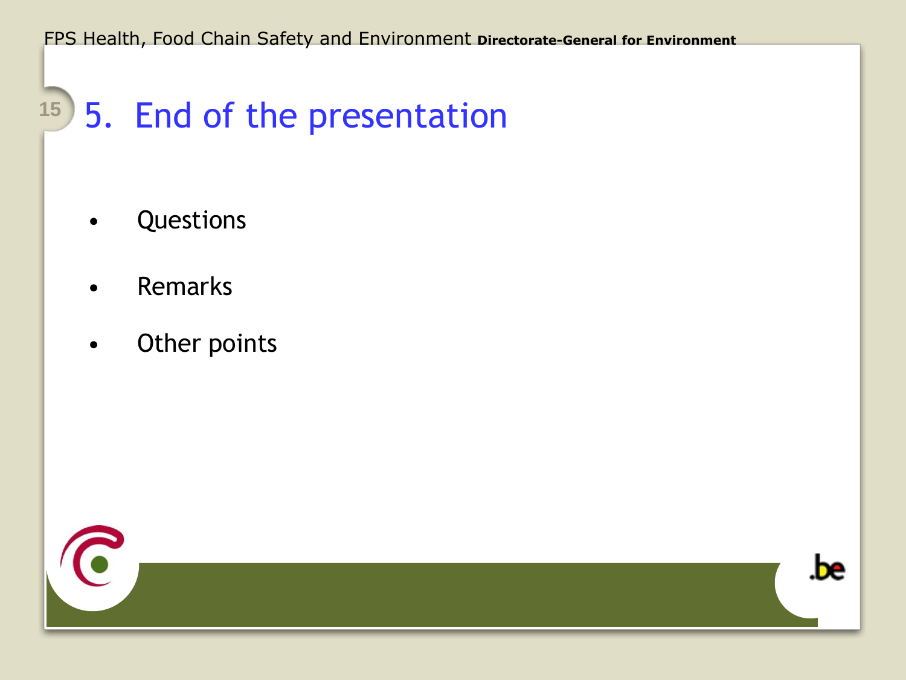# 5. End of the presentation

- Questions
- Remarks
- Other points